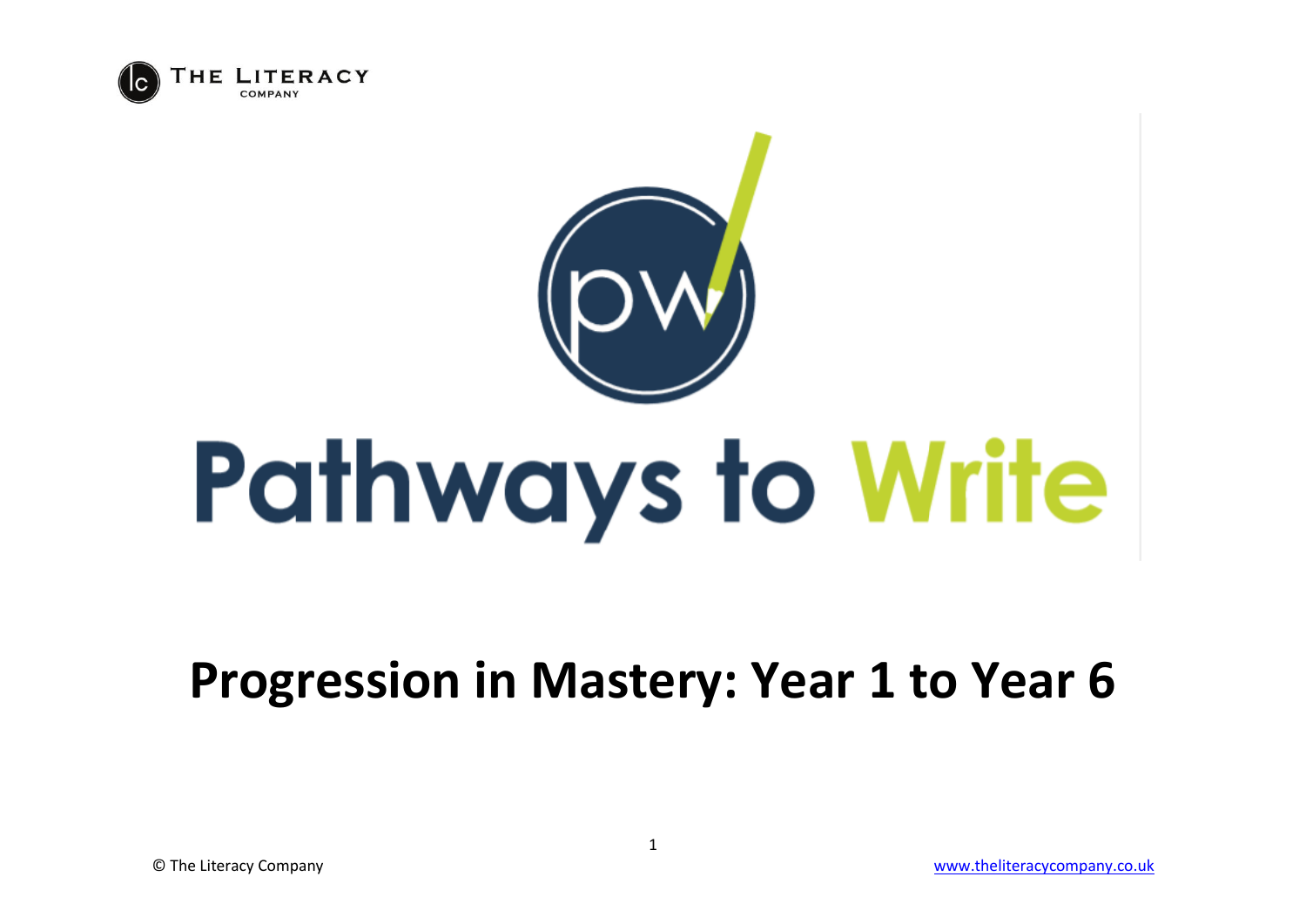THE LITERACY COMPANY

# Pathways to Write

## Progression in Mastery: Year 1 to Year 6

© The Literacy Company

www.theliteracycompany.co.uk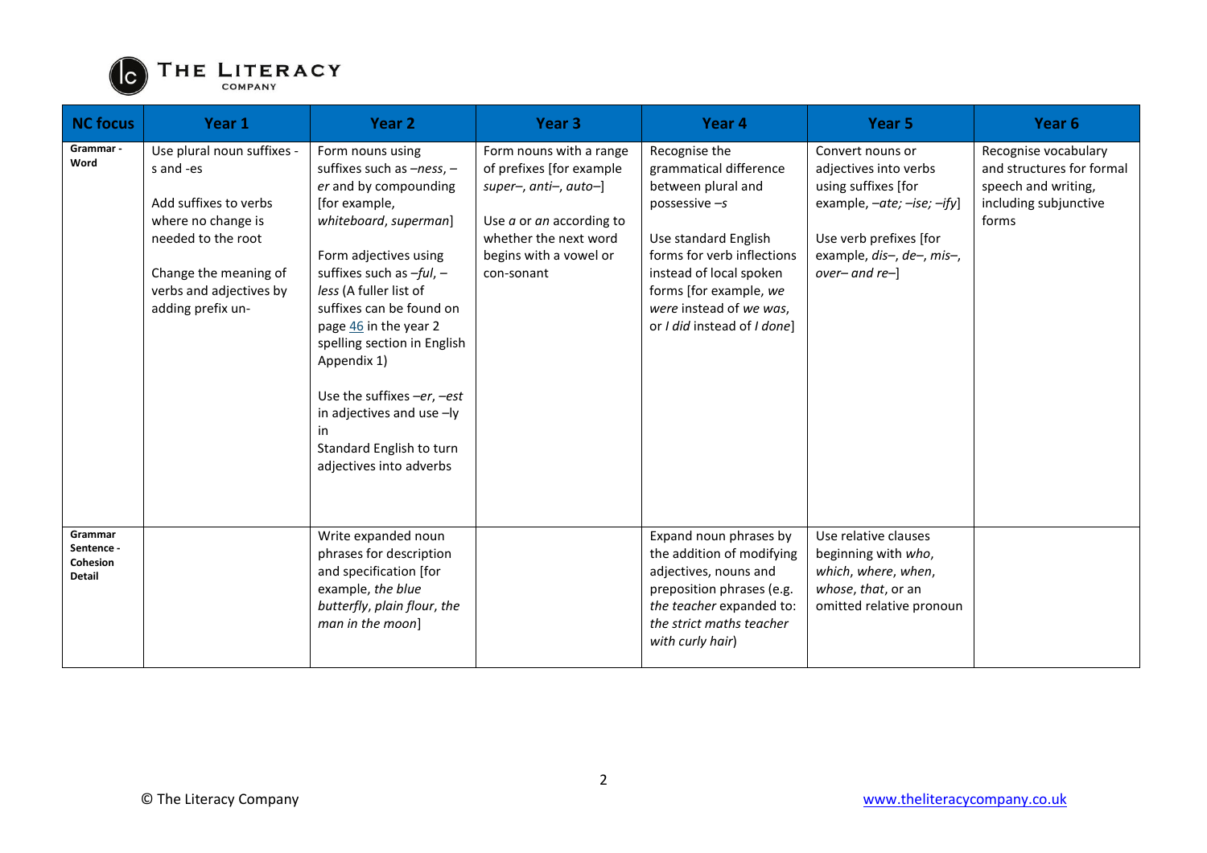| NC focus | Year 1 | Year 2 | Year 3 | Year 4 | Year 5 | Year 6 |
|---|---|---|---|---|---|---|
| **Grammar - Word** | Use plural noun suffixes -s and -es<br><br>Add suffixes to verbs where no change is needed to the root<br><br>Change the meaning of verbs and adjectives by adding prefix un- | Form nouns using suffixes such as *–ness*, *–er* and by compounding [for example, *whiteboard*, *superman*]<br><br>Form adjectives using suffixes such as *–ful*, *–less* (A fuller list of suffixes can be found on page 46 in the year 2 spelling section in English Appendix 1)<br><br>Use the suffixes *–er*, *–est* in adjectives and use –ly in Standard English to turn adjectives into adverbs | Form nouns with a range of prefixes [for example *super–*, *anti–*, *auto–*]<br><br>Use *a* or *an* according to whether the next word begins with a vowel or con-sonant | Recognise the grammatical difference between plural and possessive *–s*<br><br>Use standard English forms for verb inflections instead of local spoken forms [for example, *we were* instead of *we was*, or *I did* instead of *I done*] | Convert nouns or adjectives into verbs using suffixes [for example, *–ate; –ise; –ify*]<br><br>Use verb prefixes [for example, *dis–*, *de–*, *mis–*, *over– and re–*] | Recognise vocabulary and structures for formal speech and writing, including subjunctive forms |
| **Grammar Sentence - Cohesion Detail** | | Write expanded noun phrases for description and specification [for example, *the blue butterfly*, *plain flour*, *the man in the moon*] | | Expand noun phrases by the addition of modifying adjectives, nouns and preposition phrases (e.g. *the teacher* expanded to: *the strict maths teacher with curly hair*) | Use relative clauses beginning with *who*, *which*, *where*, *when*, *whose*, *that*, or an omitted relative pronoun | |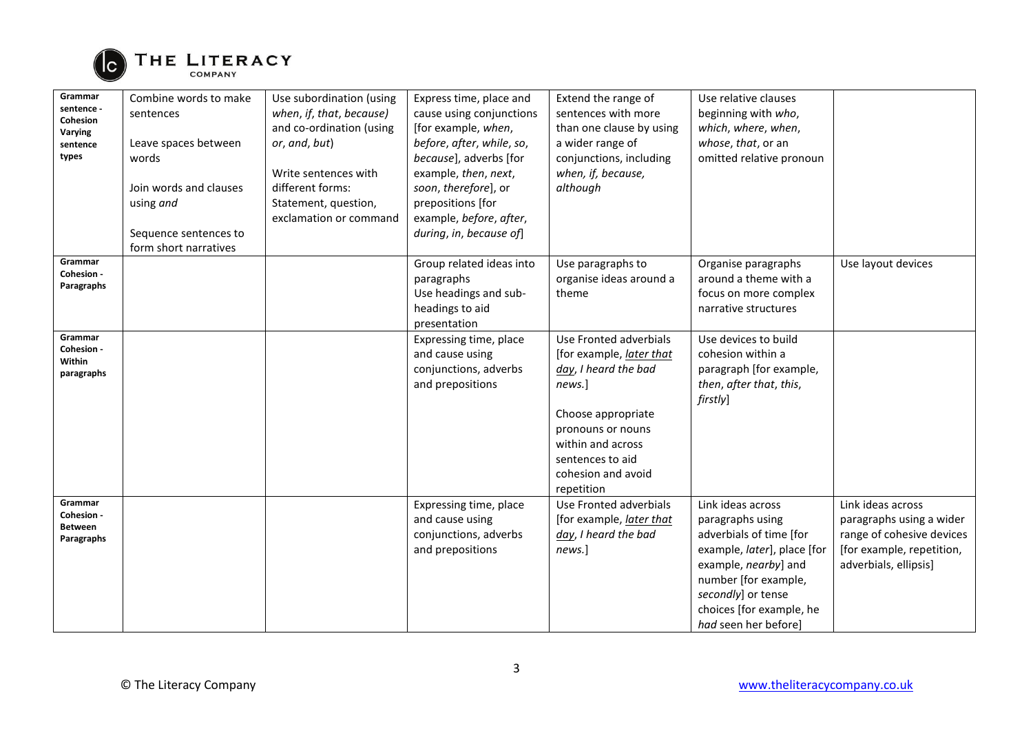| | | | | | | |
|---|---|---|---|---|---|---|
| **Grammar sentence - Cohesion Varying sentence types** | Combine words to make sentences<br><br>Leave spaces between words<br><br>Join words and clauses using *and*<br><br>Sequence sentences to form short narratives | Use subordination (using *when*, *if*, *that*, *because)* and co-ordination (using *or*, *and*, *but*)<br><br>Write sentences with different forms: Statement, question, exclamation or command | Express time, place and cause using conjunctions [for example, *when*, *before*, *after*, *while*, *so*, *because*], adverbs [for example, *then*, *next*, *soon*, *therefore*], or prepositions [for example, *before*, *after*, *during*, *in*, *because of*] | Extend the range of sentences with more than one clause by using a wider range of conjunctions, including *when, if, because, although* | Use relative clauses beginning with *who*, *which*, *where*, *when*, *whose*, *that*, or an omitted relative pronoun | |
| **Grammar Cohesion - Paragraphs** | | | Group related ideas into paragraphs<br>Use headings and sub-headings to aid presentation | Use paragraphs to organise ideas around a theme | Organise paragraphs around a theme with a focus on more complex narrative structures | Use layout devices |
| **Grammar Cohesion - Within paragraphs** | | | Expressing time, place and cause using conjunctions, adverbs and prepositions | Use Fronted adverbials [for example, *later that day*, *I heard the bad news.*]<br><br>Choose appropriate pronouns or nouns within and across sentences to aid cohesion and avoid repetition | Use devices to build cohesion within a paragraph [for example, *then*, *after that*, *this*, *firstly*] | |
| **Grammar Cohesion - Between Paragraphs** | | | Expressing time, place and cause using conjunctions, adverbs and prepositions | Use Fronted adverbials [for example, *later that day*, *I heard the bad news.*] | Link ideas across paragraphs using adverbials of time [for example, *later*], place [for example, *nearby*] and number [for example, *secondly*] or tense choices [for example, he *had* seen her before] | Link ideas across paragraphs using a wider range of cohesive devices [for example, repetition, adverbials, ellipsis] |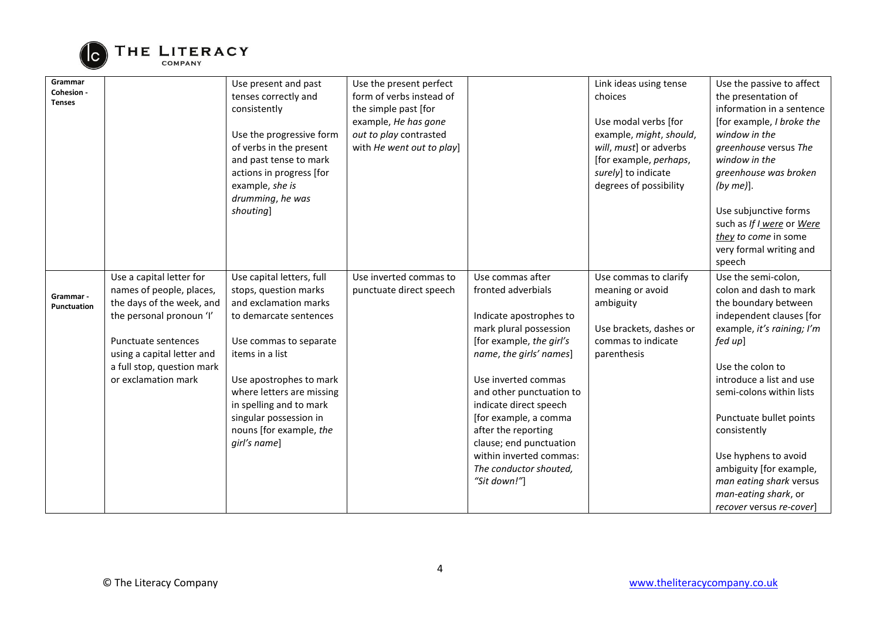| | | | | | | |
|---|---|---|---|---|---|---|
| **Grammar Cohesion - Tenses** | | Use present and past tenses correctly and consistently<br><br>Use the progressive form of verbs in the present and past tense to mark actions in progress [for example, *she is drumming*, *he was shouting*] | Use the present perfect form of verbs instead of the simple past [for example, *He has gone out to play* contrasted with *He went out to play*] | | Link ideas using tense choices<br><br>Use modal verbs [for example, *might*, *should*, *will*, *must*] or adverbs [for example, *perhaps*, *surely*] to indicate degrees of possibility | Use the passive to affect the presentation of information in a sentence [for example, *I broke the window in the greenhouse* versus *The window in the greenhouse was broken (by me)*].<br><br>Use subjunctive forms such as *If I were* or *Were they to come* in some very formal writing and speech |
| **Grammar - Punctuation** | Use a capital letter for names of people, places, the days of the week, and the personal pronoun 'I'<br><br>Punctuate sentences using a capital letter and a full stop, question mark or exclamation mark | Use capital letters, full stops, question marks and exclamation marks to demarcate sentences<br><br>Use commas to separate items in a list<br><br>Use apostrophes to mark where letters are missing in spelling and to mark singular possession in nouns [for example, *the girl's name*] | Use inverted commas to punctuate direct speech | Use commas after fronted adverbials<br><br>Indicate apostrophes to mark plural possession [for example, *the girl's name*, *the girls' names*]<br><br>Use inverted commas and other punctuation to indicate direct speech [for example, a comma after the reporting clause; end punctuation within inverted commas: *The conductor shouted, "Sit down!"*] | Use commas to clarify meaning or avoid ambiguity<br><br>Use brackets, dashes or commas to indicate parenthesis | Use the semi-colon, colon and dash to mark the boundary between independent clauses [for example, *it's raining; I'm fed up*]<br><br>Use the colon to introduce a list and use semi-colons within lists<br><br>Punctuate bullet points consistently<br><br>Use hyphens to avoid ambiguity [for example, *man eating shark* versus *man-eating shark*, or *recover* versus *re-cover*] |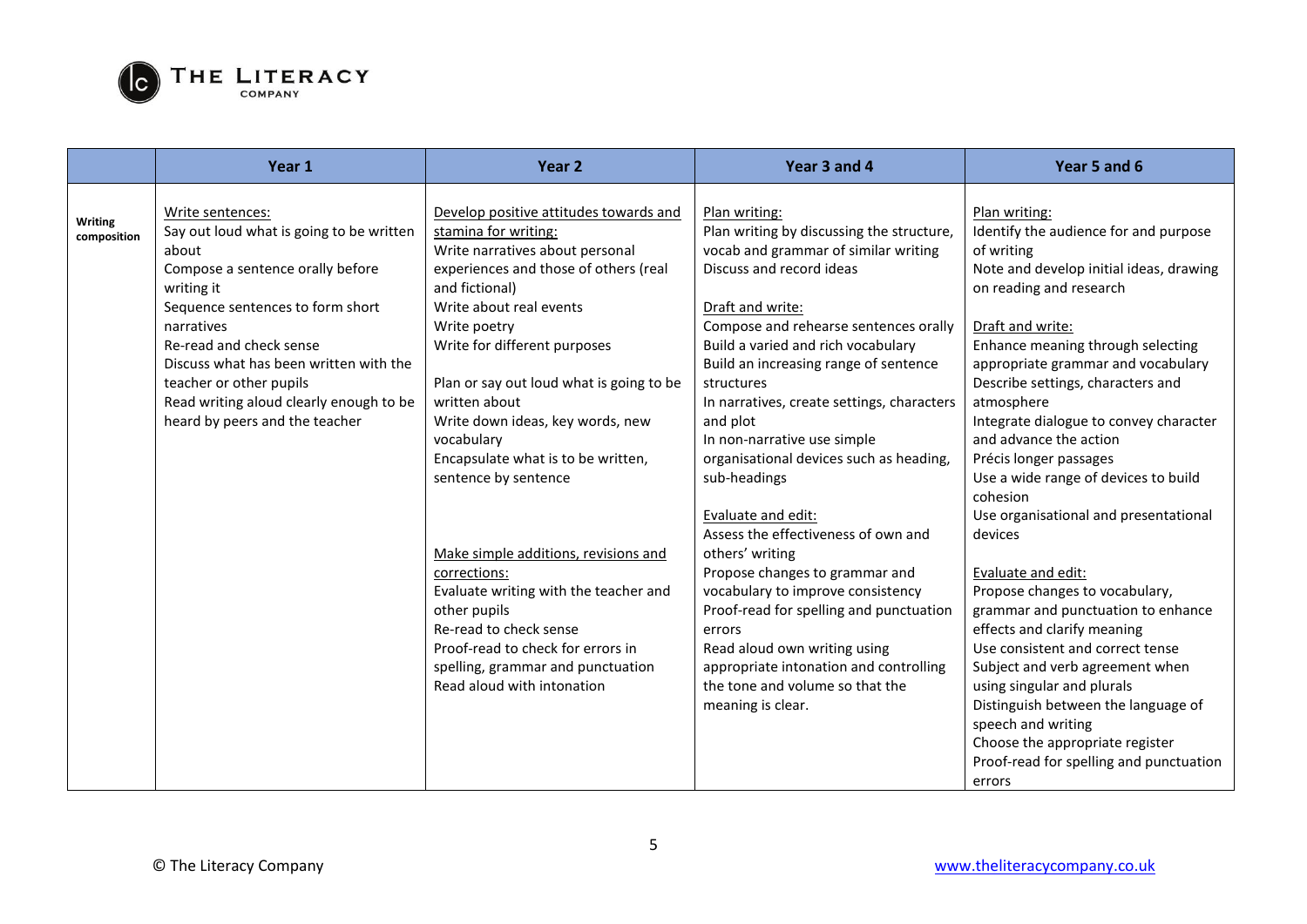| | Year 1 | Year 2 | Year 3 and 4 | Year 5 and 6 |
|---|---|---|---|---|
| **Writing composition** | Write sentences:<br>Say out loud what is going to be written about<br>Compose a sentence orally before writing it<br>Sequence sentences to form short narratives<br>Re-read and check sense<br>Discuss what has been written with the teacher or other pupils<br>Read writing aloud clearly enough to be heard by peers and the teacher | Develop positive attitudes towards and stamina for writing:<br>Write narratives about personal experiences and those of others (real and fictional)<br>Write about real events<br>Write poetry<br>Write for different purposes<br><br>Plan or say out loud what is going to be written about<br>Write down ideas, key words, new vocabulary<br>Encapsulate what is to be written, sentence by sentence<br><br>Make simple additions, revisions and corrections:<br>Evaluate writing with the teacher and other pupils<br>Re-read to check sense<br>Proof-read to check for errors in spelling, grammar and punctuation<br>Read aloud with intonation | Plan writing:<br>Plan writing by discussing the structure, vocab and grammar of similar writing<br>Discuss and record ideas<br><br>Draft and write:<br>Compose and rehearse sentences orally<br>Build a varied and rich vocabulary<br>Build an increasing range of sentence structures<br>In narratives, create settings, characters and plot<br>In non-narrative use simple organisational devices such as heading, sub-headings<br><br>Evaluate and edit:<br>Assess the effectiveness of own and others' writing<br>Propose changes to grammar and vocabulary to improve consistency<br>Proof-read for spelling and punctuation errors<br>Read aloud own writing using appropriate intonation and controlling the tone and volume so that the meaning is clear. | Plan writing:<br>Identify the audience for and purpose of writing<br>Note and develop initial ideas, drawing on reading and research<br><br>Draft and write:<br>Enhance meaning through selecting appropriate grammar and vocabulary<br>Describe settings, characters and atmosphere<br>Integrate dialogue to convey character and advance the action<br>Précis longer passages<br>Use a wide range of devices to build cohesion<br>Use organisational and presentational devices<br><br>Evaluate and edit:<br>Propose changes to vocabulary, grammar and punctuation to enhance effects and clarify meaning<br>Use consistent and correct tense<br>Subject and verb agreement when using singular and plurals<br>Distinguish between the language of speech and writing<br>Choose the appropriate register<br>Proof-read for spelling and punctuation errors |